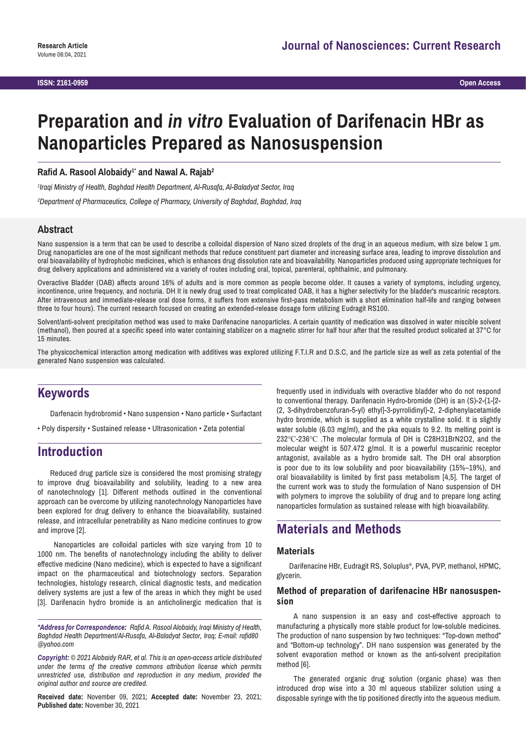Research Article

# Preparation and *in vitro* Evaluation of Darifenacin HBr as Nanoparticles Prepared as Nanosuspension

**Rafid A. Rasool Alobaidy[1*] and Nawal A. Rajab[2]**

*[1]Iraqi Ministry of Health, Baghdad Health Department, Al-Rusafa, Al-Baladyat Sector, Iraq*

*[2]Department of Pharmaceutics, College of Pharmacy, University of Baghdad, Baghdad, Iraq*

## Abstract

Nano suspension is a term that can be used to describe a colloidal dispersion of Nano sized droplets of the drug in an aqueous medium, with size below 1 µm. Drug nanoparticles are one of the most significant methods that reduce constituent part diameter and increasing surface area, leading to improve dissolution and oral bioavailability of hydrophobic medicines, which is enhances drug dissolution rate and bioavailability. Nanoparticles produced using appropriate techniques for drug delivery applications and administered *via* a variety of routes including oral, topical, parenteral, ophthalmic, and pulmonary.

Overactive Bladder (OAB) affects around 16% of adults and is more common as people become older. It causes a variety of symptoms, including urgency, incontinence, urine frequency, and nocturia. DH It is newly drug used to treat complicated OAB, it has a higher selectivity for the bladder's muscarinic receptors. After intravenous and immediate-release oral dose forms, it suffers from extensive first-pass metabolism with a short elimination half-life and ranging between three to four hours). The current research focused on creating an extended-release dosage form utilizing Eudragit RS100.

Solvent/anti-solvent precipitation method was used to make Darifenacine nanoparticles. A certain quantity of medication was dissolved in water miscible solvent (methanol), then poured at a specific speed into water containing stabilizer on a magnetic stirrer for half hour after that the resulted product solicated at 37°C for 15 minutes.

The physicochemical interaction among medication with additives was explored utilizing F.T.I.R and D.S.C, and the particle size as well as zeta potential of the generated Nano suspension was calculated.

## Keywords

Darifenacin hydrobromid • Nano suspension • Nano particle • Surfactant • Poly dispersity • Sustained release • Ultrasonication • Zeta potential

## Introduction

Reduced drug particle size is considered the most promising strategy to improve drug bioavailability and solubility, leading to a new area of nanotechnology [1]. Different methods outlined in the conventional approach can be overcome by utilizing nanotechnology Nanoparticles have been explored for drug delivery to enhance the bioavailability, sustained release, and intracellular penetrability as Nano medicine continues to grow and improve [2].

Nanoparticles are colloidal particles with size varying from 10 to 1000 nm. The benefits of nanotechnology including the ability to deliver effective medicine (Nano medicine), which is expected to have a significant impact on the pharmaceutical and biotechnology sectors. Separation technologies, histology research, clinical diagnostic tests, and medication delivery systems are just a few of the areas in which they might be used [3]. Darifenacin hydro bromide is an anticholinergic medication that is frequently used in individuals with overactive bladder who do not respond to conventional therapy. Darifenacin Hydro-bromide (DH) is an (S)-2-{1-[2-(2, 3-dihydrobenzofuran-5-yl) ethyl]-3-pyrrolidinyl}-2, 2-diphenylacetamide hydro bromide, which is supplied as a white crystalline solid. It is slightly water soluble (6.03 mg/ml), and the pka equals to 9.2. Its melting point is 232℃-236℃ .The molecular formula of DH is $C_{28}H_{31}BrN_2O_2$, and the molecular weight is 507.472 g/mol. It is a powerful muscarinic receptor antagonist, available as a hydro bromide salt. The DH oral absorption is poor due to its low solubility and poor bioavailability (15%–19%), and oral bioavailability is limited by first pass metabolism [4,5]. The target of the current work was to study the formulation of Nano suspension of DH with polymers to improve the solubility of drug and to prepare long acting nanoparticles formulation as sustained release with high bioavailability.

## Materials and Methods

### Materials

Darifenacine HBr, Eudragit RS, Soluplus®, PVA, PVP, methanol, HPMC, glycerin.

### Method of preparation of darifenacine HBr nanosuspension

A nano suspension is an easy and cost-effective approach to manufacturing a physically more stable product for low-soluble medicines. The production of nano suspension by two techniques: "Top-down method" and "Bottom-up technology". DH nano suspension was generated by the solvent evaporation method or known as the anti-solvent precipitation method [6].

The generated organic drug solution (organic phase) was then introduced drop wise into a 30 ml aqueous stabilizer solution using a disposable syringe with the tip positioned directly into the aqueous medium.

***\*Address for Correspondence:** Rafid A. Rasool Alobaidy, Iraqi Ministry of Health, Baghdad Health Department/Al-Rusafa, Al-Baladyat Sector, Iraq; E-mail: rafid80 @yahoo.com*

***Copyright:** © 2021 Alobaidy RAR, et al. This is an open-access article distributed under the terms of the creative commons attribution license which permits unrestricted use, distribution and reproduction in any medium, provided the original author and source are credited.*

**Received date:** November 09, 2021; **Accepted date:** November 23, 2021; **Published date:** November 30, 2021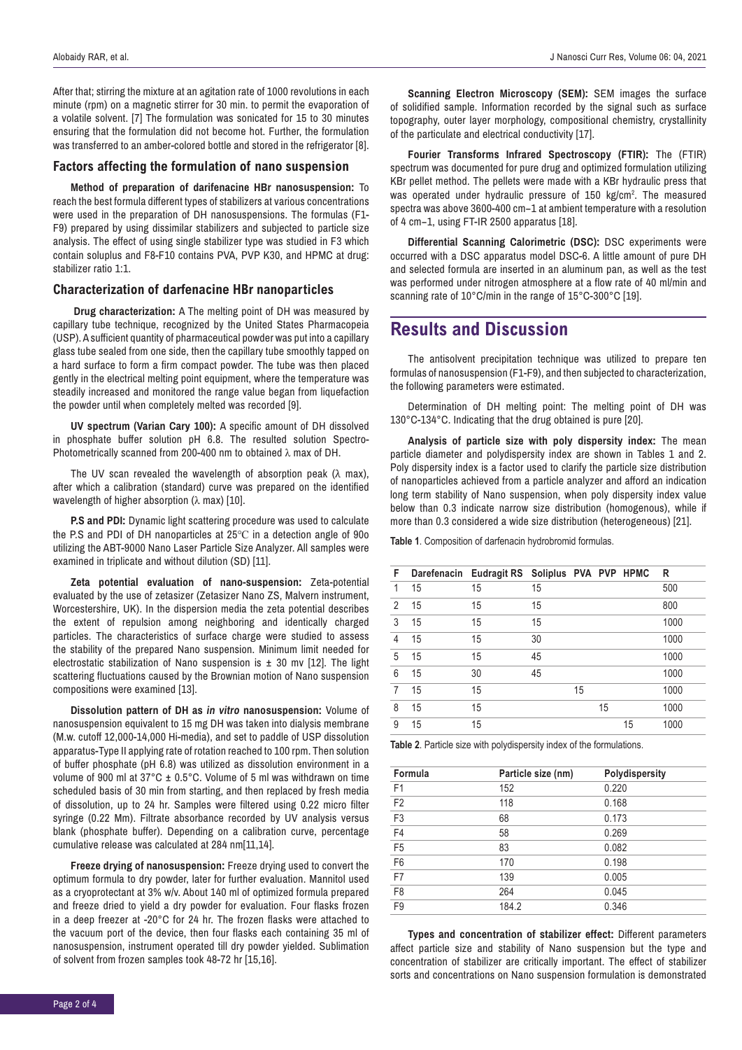After that; stirring the mixture at an agitation rate of 1000 revolutions in each minute (rpm) on a magnetic stirrer for 30 min. to permit the evaporation of a volatile solvent. [7] The formulation was sonicated for 15 to 30 minutes ensuring that the formulation did not become hot. Further, the formulation was transferred to an amber-colored bottle and stored in the refrigerator [8].

### Factors affecting the formulation of nano suspension

**Method of preparation of darifenacine HBr nanosuspension:** To reach the best formula different types of stabilizers at various concentrations were used in the preparation of DH nanosuspensions. The formulas (F1-F9) prepared by using dissimilar stabilizers and subjected to particle size analysis. The effect of using single stabilizer type was studied in F3 which contain soluplus and F8-F10 contains PVA, PVP K30, and HPMC at drug: stabilizer ratio 1:1.

### Characterization of darfenacine HBr nanoparticles

**Drug characterization:** A The melting point of DH was measured by capillary tube technique, recognized by the United States Pharmacopeia (USP). A sufficient quantity of pharmaceutical powder was put into a capillary glass tube sealed from one side, then the capillary tube smoothly tapped on a hard surface to form a firm compact powder. The tube was then placed gently in the electrical melting point equipment, where the temperature was steadily increased and monitored the range value began from liquefaction the powder until when completely melted was recorded [9].

**UV spectrum (Varian Cary 100):** A specific amount of DH dissolved in phosphate buffer solution pH 6.8. The resulted solution Spectro-Photometrically scanned from 200-400 nm to obtained λ max of DH.

The UV scan revealed the wavelength of absorption peak (λ max), after which a calibration (standard) curve was prepared on the identified wavelength of higher absorption (λ max) [10].

**P.S and PDI:** Dynamic light scattering procedure was used to calculate the P.S and PDI of DH nanoparticles at 25℃ in a detection angle of 90o utilizing the ABT-9000 Nano Laser Particle Size Analyzer. All samples were examined in triplicate and without dilution (SD) [11].

**Zeta potential evaluation of nano-suspension:** Zeta-potential evaluated by the use of zetasizer (Zetasizer Nano ZS, Malvern instrument, Worcestershire, UK). In the dispersion media the zeta potential describes the extent of repulsion among neighboring and identically charged particles. The characteristics of surface charge were studied to assess the stability of the prepared Nano suspension. Minimum limit needed for electrostatic stabilization of Nano suspension is ± 30 mv [12]. The light scattering fluctuations caused by the Brownian motion of Nano suspension compositions were examined [13].

**Dissolution pattern of DH as *in vitro* nanosuspension:** Volume of nanosuspension equivalent to 15 mg DH was taken into dialysis membrane (M.w. cutoff 12,000-14,000 Hi-media), and set to paddle of USP dissolution apparatus-Type II applying rate of rotation reached to 100 rpm. Then solution of buffer phosphate (pH 6.8) was utilized as dissolution environment in a volume of 900 ml at 37°C ± 0.5°C. Volume of 5 ml was withdrawn on time scheduled basis of 30 min from starting, and then replaced by fresh media of dissolution, up to 24 hr. Samples were filtered using 0.22 micro filter syringe (0.22 Mm). Filtrate absorbance recorded by UV analysis versus blank (phosphate buffer). Depending on a calibration curve, percentage cumulative release was calculated at 284 nm[11,14].

**Freeze drying of nanosuspension:** Freeze drying used to convert the optimum formula to dry powder, later for further evaluation. Mannitol used as a cryoprotectant at 3% w/v. About 140 ml of optimized formula prepared and freeze dried to yield a dry powder for evaluation. Four flasks frozen in a deep freezer at -20°C for 24 hr. The frozen flasks were attached to the vacuum port of the device, then four flasks each containing 35 ml of nanosuspension, instrument operated till dry powder yielded. Sublimation of solvent from frozen samples took 48-72 hr [15,16].

**Scanning Electron Microscopy (SEM):** SEM images the surface of solidified sample. Information recorded by the signal such as surface topography, outer layer morphology, compositional chemistry, crystallinity of the particulate and electrical conductivity [17].

**Fourier Transforms Infrared Spectroscopy (FTIR):** The (FTIR) spectrum was documented for pure drug and optimized formulation utilizing KBr pellet method. The pellets were made with a KBr hydraulic press that was operated under hydraulic pressure of 150 kg/cm$^2$. The measured spectra was above 3600-400 cm−1 at ambient temperature with a resolution of 4 cm−1, using FT-IR 2500 apparatus [18].

**Differential Scanning Calorimetric (DSC):** DSC experiments were occurred with a DSC apparatus model DSC-6. A little amount of pure DH and selected formula are inserted in an aluminum pan, as well as the test was performed under nitrogen atmosphere at a flow rate of 40 ml/min and scanning rate of 10°C/min in the range of 15°C-300°C [19].

## Results and Discussion

The antisolvent precipitation technique was utilized to prepare ten formulas of nanosuspension (F1-F9), and then subjected to characterization, the following parameters were estimated.

Determination of DH melting point: The melting point of DH was 130°C-134°C. Indicating that the drug obtained is pure [20].

**Analysis of particle size with poly dispersity index:** The mean particle diameter and polydispersity index are shown in Tables 1 and 2. Poly dispersity index is a factor used to clarify the particle size distribution of nanoparticles achieved from a particle analyzer and afford an indication long term stability of Nano suspension, when poly dispersity index value below than 0.3 indicate narrow size distribution (homogenous), while if more than 0.3 considered a wide size distribution (heterogeneous) [21].

**Table 1**. Composition of darfenacin hydrobromid formulas.

| F | Darefenacin | Eudragit RS | Soliplus | PVA | PVP | HPMC | R |
|---|---|---|---|---|---|---|---|
| 1 | 15 | 15 | 15 | | | | 500 |
| 2 | 15 | 15 | 15 | | | | 800 |
| 3 | 15 | 15 | 15 | | | | 1000 |
| 4 | 15 | 15 | 30 | | | | 1000 |
| 5 | 15 | 15 | 45 | | | | 1000 |
| 6 | 15 | 30 | 45 | | | | 1000 |
| 7 | 15 | 15 | | 15 | | | 1000 |
| 8 | 15 | 15 | | | 15 | | 1000 |
| 9 | 15 | 15 | | | | 15 | 1000 |

**Table 2**. Particle size with polydispersity index of the formulations.

| Formula | Particle size (nm) | Polydispersity |
|---|---|---|
| F1 | 152 | 0.220 |
| F2 | 118 | 0.168 |
| F3 | 68 | 0.173 |
| F4 | 58 | 0.269 |
| F5 | 83 | 0.082 |
| F6 | 170 | 0.198 |
| F7 | 139 | 0.005 |
| F8 | 264 | 0.045 |
| F9 | 184.2 | 0.346 |

**Types and concentration of stabilizer effect:** Different parameters affect particle size and stability of Nano suspension but the type and concentration of stabilizer are critically important. The effect of stabilizer sorts and concentrations on Nano suspension formulation is demonstrated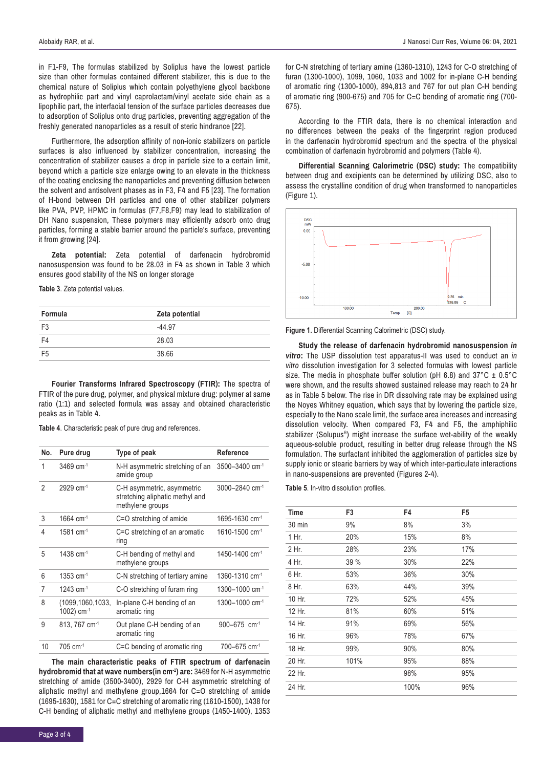in F1-F9, The formulas stabilized by Soliplus have the lowest particle size than other formulas contained different stabilizer, this is due to the chemical nature of Soliplus which contain polyethylene glycol backbone as hydrophilic part and vinyl caprolactam/vinyl acetate side chain as a lipophilic part, the interfacial tension of the surface particles decreases due to adsorption of Soliplus onto drug particles, preventing aggregation of the freshly generated nanoparticles as a result of steric hindrance [22].

Furthermore, the adsorption affinity of non-ionic stabilizers on particle surfaces is also influenced by stabilizer concentration, increasing the concentration of stabilizer causes a drop in particle size to a certain limit, beyond which a particle size enlarge owing to an elevate in the thickness of the coating enclosing the nanoparticles and preventing diffusion between the solvent and antisolvent phases as in F3, F4 and F5 [23]. The formation of H-bond between DH particles and one of other stabilizer polymers like PVA, PVP, HPMC in formulas (F7,F8,F9) may lead to stabilization of DH Nano suspension, These polymers may efficiently adsorb onto drug particles, forming a stable barrier around the particle's surface, preventing it from growing [24].

**Zeta potential:** Zeta potential of darfenacin hydrobromid nanosuspension was found to be 28.03 in F4 as shown in Table 3 which ensures good stability of the NS on longer storage

**Table 3**. Zeta potential values.

| Formula | Zeta potential |
|---|---|
| F3 | -44.97 |
| F4 | 28.03 |
| F5 | 38.66 |

**Fourier Transforms Infrared Spectroscopy (FTIR):** The spectra of FTIR of the pure drug, polymer, and physical mixture drug: polymer at same ratio (1:1) and selected formula was assay and obtained characteristic peaks as in Table 4.

**Table 4**. Characteristic peak of pure drug and references.

| No. | Pure drug | Type of peak | Reference |
|---|---|---|---|
| 1 | 3469 $cm^{-1}$ | N-H asymmetric stretching of an amide group | 3500–3400 $cm^{-1}$ |
| 2 | 2929 $cm^{-1}$ | C-H asymmetric, asymmetric stretching aliphatic methyl and methylene groups | 3000–2840 $cm^{-1}$ |
| 3 | 1664 $cm^{-1}$ | C=O stretching of amide | 1695-1630 $cm^{-1}$ |
| 4 | 1581 $cm^{-1}$ | C=C stretching of an aromatic ring | 1610-1500 $cm^{-1}$ |
| 5 | 1438 $cm^{-1}$ | C-H bending of methyl and methylene groups | 1450-1400 $cm^{-1}$ |
| 6 | 1353 $cm^{-1}$ | C-N stretching of tertiary amine | 1360-1310 $cm^{-1}$ |
| 7 | 1243 $cm^{-1}$ | C-O stretching of furam ring | 1300–1000 $cm^{-1}$ |
| 8 | (1099,1060,1033, 1002) $cm^{-1}$ | In-plane C-H bending of an aromatic ring | 1300–1000 $cm^{-1}$ |
| 9 | 813, 767 $cm^{-1}$ | Out plane C-H bending of an aromatic ring | 900–675 $cm^{-1}$ |
| 10 | 705 $cm^{-1}$ | C=C bending of aromatic ring | 700–675 $cm^{-1}$ |

**The main characteristic peaks of FTIR spectrum of darfenacin hydrobromid that at wave numbers(in $cm^{-1}$) are:** 3469 for N-H asymmetric stretching of amide (3500-3400), 2929 for C-H asymmetric stretching of aliphatic methyl and methylene group,1664 for C=O stretching of amide (1695-1630), 1581 for C=C stretching of aromatic ring (1610-1500), 1438 for C-H bending of aliphatic methyl and methylene groups (1450-1400), 1353 for C-N stretching of tertiary amine (1360-1310), 1243 for C-O stretching of furan (1300-1000), 1099, 1060, 1033 and 1002 for in-plane C-H bending of aromatic ring (1300-1000), 894,813 and 767 for out plan C-H bending of aromatic ring (900-675) and 705 for C=C bending of aromatic ring (700-675).

According to the FTIR data, there is no chemical interaction and no differences between the peaks of the fingerprint region produced in the darfenacin hydrobromid spectrum and the spectra of the physical combination of darfenacin hydrobromid and polymers (Table 4).

**Differential Scanning Calorimetric (DSC) study:** The compatibility between drug and excipients can be determined by utilizing DSC, also to assess the crystalline condition of drug when transformed to nanoparticles (Figure 1).

**Figure 1.** Differential Scanning Calorimetric (DSC) study.

**Study the release of darfenacin hydrobromid nanosuspension *in vitro*:** The USP dissolution test apparatus-II was used to conduct an *in vitro* dissolution investigation for 3 selected formulas with lowest particle size. The media in phosphate buffer solution (pH 6.8) and 37°C ± 0.5°C were shown, and the results showed sustained release may reach to 24 hr as in Table 5 below. The rise in DR dissolving rate may be explained using the Noyes Whitney equation, which says that by lowering the particle size, especially to the Nano scale limit, the surface area increases and increasing dissolution velocity. When compared F3, F4 and F5, the amphiphilic stabilizer (Solupus®) might increase the surface wet-ability of the weakly aqueous-soluble product, resulting in better drug release through the NS formulation. The surfactant inhibited the agglomeration of particles size by supply ionic or stearic barriers by way of which inter-particulate interactions in nano-suspensions are prevented (Figures 2-4).

**Table 5**. In-vitro dissolution profiles.

| Time | F3 | F4 | F5 |
|---|---|---|---|
| 30 min | 9% | 8% | 3% |
| 1 Hr. | 20% | 15% | 8% |
| 2 Hr. | 28% | 23% | 17% |
| 4 Hr. | 39 % | 30% | 22% |
| 6 Hr. | 53% | 36% | 30% |
| 8 Hr. | 63% | 44% | 39% |
| 10 Hr. | 72% | 52% | 45% |
| 12 Hr. | 81% | 60% | 51% |
| 14 Hr. | 91% | 69% | 56% |
| 16 Hr. | 96% | 78% | 67% |
| 18 Hr. | 99% | 90% | 80% |
| 20 Hr. | 101% | 95% | 88% |
| 22 Hr. | | 98% | 95% |
| 24 Hr. | | 100% | 96% |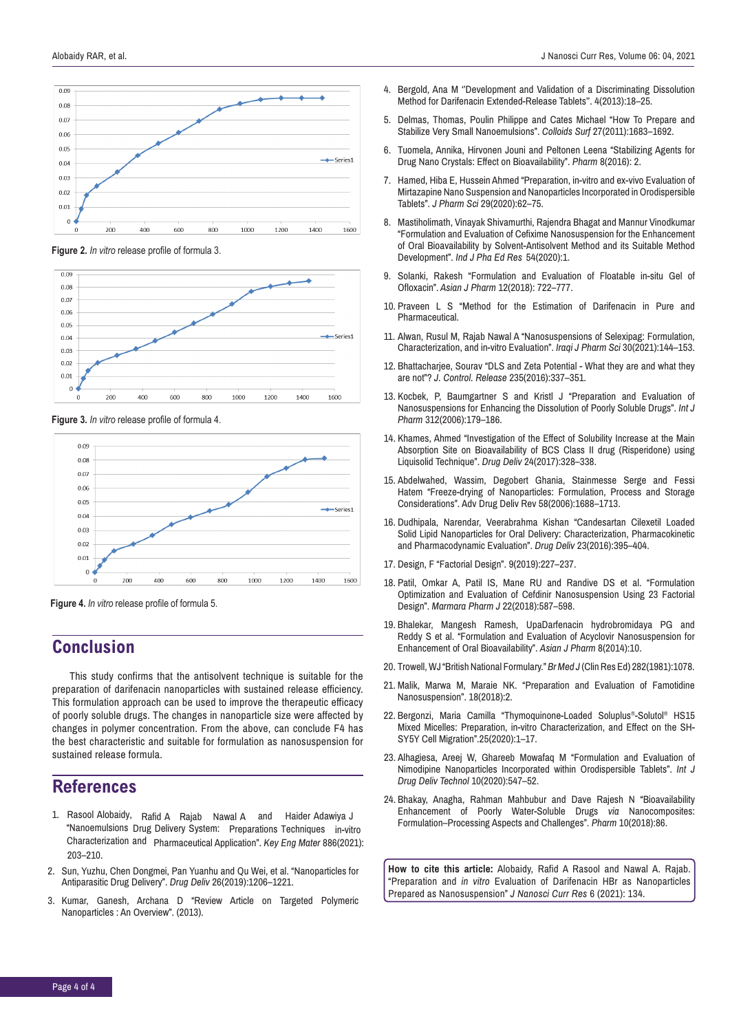0.09
0.08
0.07
0.06
0.05
0.04
0.03
0.02
0.01
0
0 200 400 600 800 1000 1200 1400 1600
Series1

**Figure 2.** *In vitro* release profile of formula 3.

0.09
0.08
0.07
0.06
0.05
0.04
0.03
0.02
0.01
0
0 200 400 600 800 1000 1200 1400 1600
Series1

**Figure 3.** *In vitro* release profile of formula 4.

0.09
0.08
0.07
0.06
0.05
0.04
0.03
0.02
0.01
0
0 200 400 600 800 1000 1200 1400 1600
Series1

**Figure 4.** *In vitro* release profile of formula 5.

## Conclusion

This study confirms that the antisolvent technique is suitable for the preparation of darifenacin nanoparticles with sustained release efficiency. This formulation approach can be used to improve the therapeutic efficacy of poorly soluble drugs. The changes in nanoparticle size were affected by changes in polymer concentration. From the above, can conclude F4 has the best characteristic and suitable for formulation as nanosuspension for sustained release formula.

## References

1. Rasool Alobaidy, Rafid A Rajab Nawal A and Haider Adawiya J "Nanoemulsions Drug Delivery System: Preparations Techniques in-vitro Characterization and Pharmaceutical Application". *Key Eng Mater* 886(2021): 203–210.
2. Sun, Yuzhu, Chen Dongmei, Pan Yuanhu and Qu Wei, et al. "Nanoparticles for Antiparasitic Drug Delivery". *Drug Deliv* 26(2019):1206–1221.
3. Kumar, Ganesh, Archana D "Review Article on Targeted Polymeric Nanoparticles : An Overview". (2013).
4. Bergold, Ana M "Development and Validation of a Discriminating Dissolution Method for Darifenacin Extended-Release Tablets". 4(2013):18–25.
5. Delmas, Thomas, Poulin Philippe and Cates Michael "How To Prepare and Stabilize Very Small Nanoemulsions". *Colloids Surf* 27(2011):1683–1692.
6. Tuomela, Annika, Hirvonen Jouni and Peltonen Leena "Stabilizing Agents for Drug Nano Crystals: Effect on Bioavailability". *Pharm* 8(2016): 2.
7. Hamed, Hiba E, Hussein Ahmed "Preparation, in-vitro and ex-vivo Evaluation of Mirtazapine Nano Suspension and Nanoparticles Incorporated in Orodispersible Tablets". *J Pharm Sci* 29(2020):62–75.
8. Mastiholimath, Vinayak Shivamurthi, Rajendra Bhagat and Mannur Vinodkumar "Formulation and Evaluation of Cefixime Nanosuspension for the Enhancement of Oral Bioavailability by Solvent-Antisolvent Method and its Suitable Method Development". *Ind J Pha Ed Res* 54(2020):1.
9. Solanki, Rakesh "Formulation and Evaluation of Floatable in-situ Gel of Ofloxacin". *Asian J Pharm* 12(2018): 722–777.
10. Praveen L S "Method for the Estimation of Darifenacin in Pure and Pharmaceutical.
11. Alwan, Rusul M, Rajab Nawal A "Nanosuspensions of Selexipag: Formulation, Characterization, and in-vitro Evaluation". *Iraqi J Pharm Sci* 30(2021):144–153.
12. Bhattacharjee, Sourav "DLS and Zeta Potential - What they are and what they are not"? *J. Control. Release* 235(2016):337–351.
13. Kocbek, P, Baumgartner S and Kristl J "Preparation and Evaluation of Nanosuspensions for Enhancing the Dissolution of Poorly Soluble Drugs". *Int J Pharm* 312(2006):179–186.
14. Khames, Ahmed "Investigation of the Effect of Solubility Increase at the Main Absorption Site on Bioavailability of BCS Class II drug (Risperidone) using Liquisolid Technique". *Drug Deliv* 24(2017):328–338.
15. Abdelwahed, Wassim, Degobert Ghania, Stainmesse Serge and Fessi Hatem "Freeze-drying of Nanoparticles: Formulation, Process and Storage Considerations". Adv Drug Deliv Rev 58(2006):1688–1713.
16. Dudhipala, Narendar, Veerabrahma Kishan "Candesartan Cilexetil Loaded Solid Lipid Nanoparticles for Oral Delivery: Characterization, Pharmacokinetic and Pharmacodynamic Evaluation". *Drug Deliv* 23(2016):395–404.
17. Design, F "Factorial Design". 9(2019):227–237.
18. Patil, Omkar A, Patil IS, Mane RU and Randive DS et al. "Formulation Optimization and Evaluation of Cefdinir Nanosuspension Using 23 Factorial Design". *Marmara Pharm J* 22(2018):587–598.
19. Bhalekar, Mangesh Ramesh, UpaDarfenacin hydrobromidaya PG and Reddy S et al. "Formulation and Evaluation of Acyclovir Nanosuspension for Enhancement of Oral Bioavailability". *Asian J Pharm* 8(2014):10.
20. Trowell, WJ "British National Formulary." *Br Med J* (Clin Res Ed) 282(1981):1078.
21. Malik, Marwa M, Maraie NK. "Preparation and Evaluation of Famotidine Nanosuspension". 18(2018):2.
22. Bergonzi, Maria Camilla "Thymoquinone-Loaded Soluplus®-Solutol® HS15 Mixed Micelles: Preparation, in-vitro Characterization, and Effect on the SH-SY5Y Cell Migration".25(2020):1–17.
23. Alhagiesa, Areej W, Ghareeb Mowafaq M "Formulation and Evaluation of Nimodipine Nanoparticles Incorporated within Orodispersible Tablets". *Int J Drug Deliv Technol* 10(2020):547–52.
24. Bhakay, Anagha, Rahman Mahbubur and Dave Rajesh N "Bioavailability Enhancement of Poorly Water-Soluble Drugs *via* Nanocomposites: Formulation–Processing Aspects and Challenges". *Pharm* 10(2018):86.

**How to cite this article:** Alobaidy, Rafid A Rasool and Nawal A. Rajab. "Preparation and *in vitro* Evaluation of Darifenacin HBr as Nanoparticles Prepared as Nanosuspension" *J Nanosci Curr Res* 6 (2021): 134.